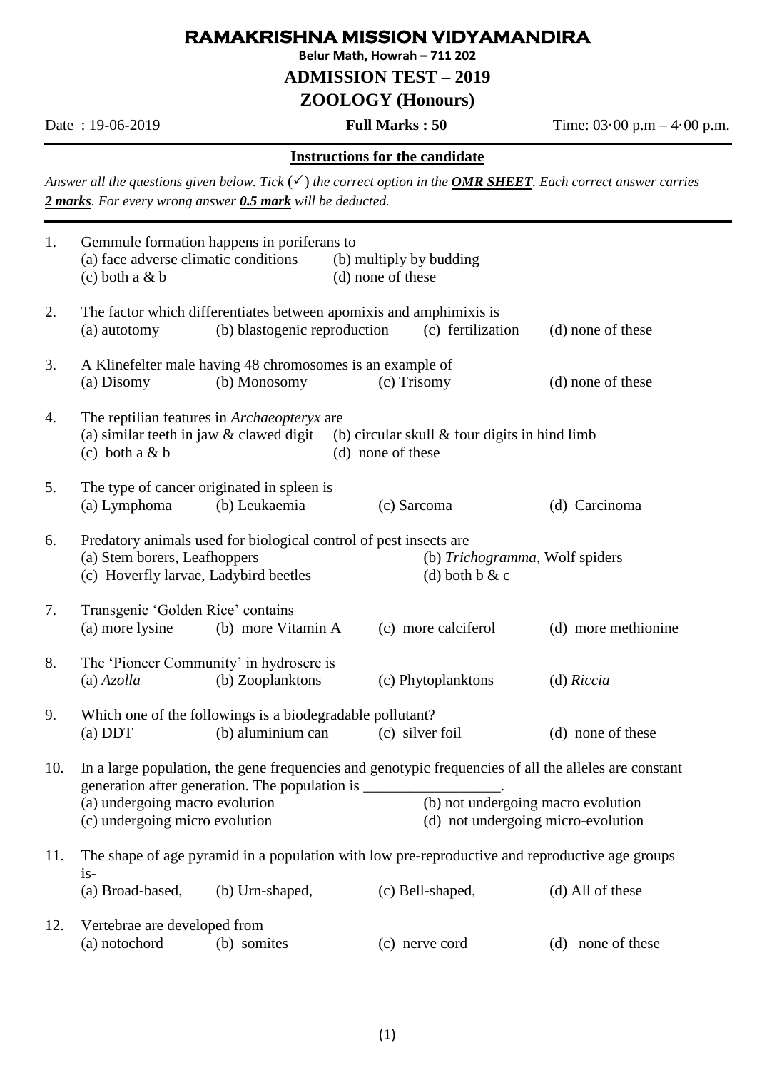# RAMAKRISHNA MISSION VIDYAMANDIRA

**Belur Math, Howrah – 711 202**

## ADMISSION TEST – 2019

## ZOOLOGY (Honours)

Date : 19-06-2019 **Full Marks : 50** Time: 03·00 p.m – 4·00 p.m.

**Instructions for the candidate**

*Answer all the questions given below. Tick (✓) the correct option in the* ***OMR SHEET****. Each correct answer carries* ***2 marks****. For every wrong answer* ***0.5 mark*** *will be deducted.*

1. Gemmule formation happens in poriferans to
   (a) face adverse climatic conditions (b) multiply by budding
   (c) both a & b (d) none of these

2. The factor which differentiates between apomixis and amphimixis is
   (a) autotomy (b) blastogenic reproduction (c) fertilization (d) none of these

3. A Klinefelter male having 48 chromosomes is an example of
   (a) Disomy (b) Monosomy (c) Trisomy (d) none of these

4. The reptilian features in *Archaeopteryx* are
   (a) similar teeth in jaw & clawed digit (b) circular skull & four digits in hind limb
   (c) both a & b (d) none of these

5. The type of cancer originated in spleen is
   (a) Lymphoma (b) Leukaemia (c) Sarcoma (d) Carcinoma

6. Predatory animals used for biological control of pest insects are
   (a) Stem borers, Leafhoppers (b) *Trichogramma*, Wolf spiders
   (c) Hoverfly larvae, Ladybird beetles (d) both b & c

7. Transgenic 'Golden Rice' contains
   (a) more lysine (b) more Vitamin A (c) more calciferol (d) more methionine

8. The 'Pioneer Community' in hydrosere is
   (a) *Azolla* (b) Zooplanktons (c) Phytoplanktons (d) *Riccia*

9. Which one of the followings is a biodegradable pollutant?
   (a) DDT (b) aluminium can (c) silver foil (d) none of these

10. In a large population, the gene frequencies and genotypic frequencies of all the alleles are constant generation after generation. The population is __________________.
    (a) undergoing macro evolution (b) not undergoing macro evolution
    (c) undergoing micro evolution (d) not undergoing micro-evolution

11. The shape of age pyramid in a population with low pre-reproductive and reproductive age groups is-
    (a) Broad-based, (b) Urn-shaped, (c) Bell-shaped, (d) All of these

12. Vertebrae are developed from
    (a) notochord (b) somites (c) nerve cord (d) none of these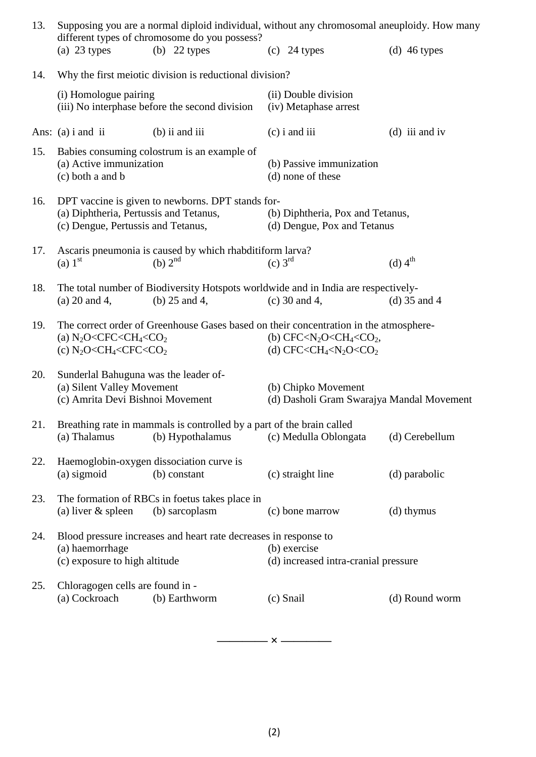13. Supposing you are a normal diploid individual, without any chromosomal aneuploidy. How many different types of chromosome do you possess?
    (a) 23 types (b) 22 types (c) 24 types (d) 46 types

14. Why the first meiotic division is reductional division?

    (i) Homologue pairing (ii) Double division
    (iii) No interphase before the second division (iv) Metaphase arrest

    Ans: (a) i and ii (b) ii and iii (c) i and iii (d) iii and iv

15. Babies consuming colostrum is an example of
    (a) Active immunization (b) Passive immunization
    (c) both a and b (d) none of these

16. DPT vaccine is given to newborns. DPT stands for-
    (a) Diphtheria, Pertussis and Tetanus, (b) Diphtheria, Pox and Tetanus,
    (c) Dengue, Pertussis and Tetanus, (d) Dengue, Pox and Tetanus

17. Ascaris pneumonia is caused by which rhabditiform larva?
    (a) $1^{st}$ (b) $2^{nd}$ (c) $3^{rd}$ (d) $4^{th}$

18. The total number of Biodiversity Hotspots worldwide and in India are respectively-
    (a) 20 and 4, (b) 25 and 4, (c) 30 and 4, (d) 35 and 4

19. The correct order of Greenhouse Gases based on their concentration in the atmosphere-
    (a) $N_2O<CFC<CH_4<CO_2$ (b) $CFC<N_2O<CH_4<CO_2$,
    (c) $N_2O<CH_4<CFC<CO_2$ (d) $CFC<CH_4<N_2O<CO_2$

20. Sunderlal Bahuguna was the leader of-
    (a) Silent Valley Movement (b) Chipko Movement
    (c) Amrita Devi Bishnoi Movement (d) Dasholi Gram Swarajya Mandal Movement

21. Breathing rate in mammals is controlled by a part of the brain called
    (a) Thalamus (b) Hypothalamus (c) Medulla Oblongata (d) Cerebellum

22. Haemoglobin-oxygen dissociation curve is
    (a) sigmoid (b) constant (c) straight line (d) parabolic

23. The formation of RBCs in foetus takes place in
    (a) liver & spleen (b) sarcoplasm (c) bone marrow (d) thymus

24. Blood pressure increases and heart rate decreases in response to
    (a) haemorrhage (b) exercise
    (c) exposure to high altitude (d) increased intra-cranial pressure

25. Chloragogen cells are found in -
    (a) Cockroach (b) Earthworm (c) Snail (d) Round worm

———— × ————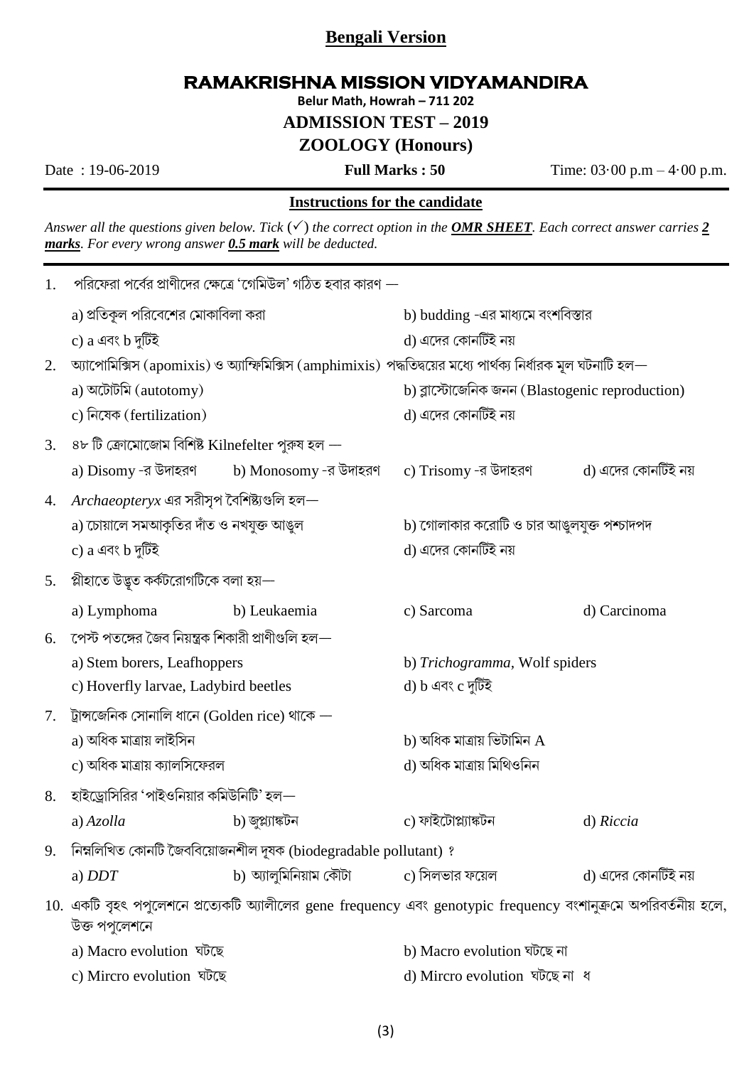## Bengali Version

# RAMAKRISHNA MISSION VIDYAMANDIRA

**Belur Math, Howrah – 711 202**

**ADMISSION TEST – 2019**

**ZOOLOGY (Honours)**

Date : 19-06-2019 **Full Marks : 50** Time: 03·00 p.m – 4·00 p.m.

### Instructions for the candidate

*Answer all the questions given below. Tick (✓) the correct option in the **OMR SHEET**. Each correct answer carries **2 marks**. For every wrong answer **0.5 mark** will be deducted.*

1. পরিফেরা পর্বের প্রাণীদের ক্ষেত্রে 'গেমিউল' গঠিত হবার কারণ —

   a) প্রতিকূল পরিবেশের মোকাবিলা করা b) budding -এর মাধ্যমে বংশবিস্তার
   c) a এবং b দুটিই d) এদের কোনটিই নয়

2. অ্যাপোমিক্সিস (apomixis) ও অ্যাম্ফিমিক্সিস (amphimixis) পদ্ধতিদ্বয়ের মধ্যে পার্থক্য নির্ধারক মূল ঘটনাটি হল—

   a) অটোটমি (autotomy) b) ব্লাস্টোজেনিক জনন (Blastogenic reproduction)
   c) নিষেক (fertilization) d) এদের কোনটিই নয়

3. ৪৮ টি ক্রোমোজোম বিশিষ্ট Kilnefelter পুরুষ হল —

   a) Disomy -র উদাহরণ b) Monosomy -র উদাহরণ c) Trisomy -র উদাহরণ d) এদের কোনটিই নয়

4. *Archaeopteryx* এর সরীসৃপ বৈশিষ্ট্যগুলি হল—

   a) চোয়ালে সমআকৃতির দাঁত ও নখযুক্ত আঙুল b) গোলাকার করোটি ও চার আঙুলযুক্ত পশ্চাদপদ
   c) a এবং b দুটিই d) এদের কোনটিই নয়

5. প্লীহাতে উদ্ভূত কর্কটরোগটিকে বলা হয়—

   a) Lymphoma b) Leukaemia c) Sarcoma d) Carcinoma

6. পেস্ট পতঙ্গের জৈব নিয়ন্ত্রক শিকারী প্রাণীগুলি হল—

   a) Stem borers, Leafhoppers b) *Trichogramma*, Wolf spiders
   c) Hoverfly larvae, Ladybird beetles d) b এবং c দুটিই

7. ট্রান্সজেনিক সোনালি ধানে (Golden rice) থাকে —

   a) অধিক মাত্রায় লাইসিন b) অধিক মাত্রায় ভিটামিন A
   c) অধিক মাত্রায় ক্যালসিফেরল d) অধিক মাত্রায় মিথিওনিন

8. হাইড্রোসিরির 'পাইওনিয়ার কমিউনিটি' হল—

   a) *Azolla* b) জুপ্ল্যাঙ্কটন c) ফাইটোপ্ল্যাঙ্কটন d) *Riccia*

9. নিম্নলিখিত কোনটি জৈববিয়োজনশীল দূষক (biodegradable pollutant) ?

   a) *DDT* b) অ্যালুমিনিয়াম কৌটা c) সিলভার ফয়েল d) এদের কোনটিই নয়

10. একটি বৃহৎ পপুলেশনে প্রত্যেকটি অ্যালীলের gene frequency এবং genotypic frequency বংশানুক্রমে অপরিবর্তনীয় হলে, উক্ত পপুলেশনে

    a) Macro evolution ঘটছে b) Macro evolution ঘটছে না
    c) Mircro evolution ঘটছে d) Mircro evolution ঘটছে না ধ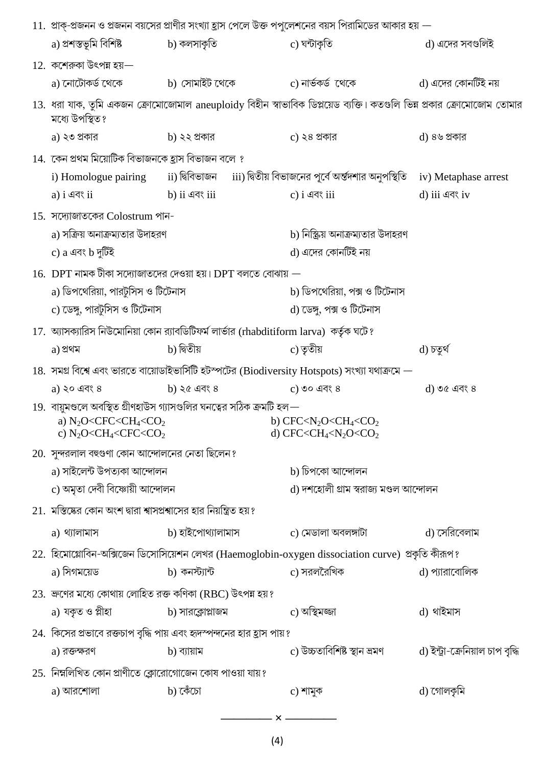11. প্রাক্-প্রজনন ও প্রজনন বয়সের প্রাণীর সংখ্যা হ্রাস পেলে উক্ত পপুলেশনের বয়স পিরামিডের আকার হয় —

a) প্রশস্তভূমি বিশিষ্ট　　b) কলসাকৃতি　　c) ঘন্টাকৃতি　　d) এদের সবগুলিই

12. কশেরুকা উৎপন্ন হয়—

a) নোটোকর্ড থেকে　　b) সোমাইট থেকে　　c) নার্ভকর্ড থেকে　　d) এদের কোনটিই নয়

13. ধরা যাক, তুমি একজন ক্রোমোজোমাল aneuploidy বিহীন স্বাভাবিক ডিপ্লয়েড ব্যক্তি। কতগুলি ভিন্ন প্রকার ক্রোমোজোম তোমার মধ্যে উপস্থিত?

a) ২৩ প্রকার　　b) ২২ প্রকার　　c) ২৪ প্রকার　　d) ৪৬ প্রকার

14. কেন প্রথম মিয়োটিক বিভাজনকে হ্রাস বিভাজন বলে ?

i) Homologue pairing　　ii) দ্বিবিভাজন　　iii) দ্বিতীয় বিভাজনের পূর্বে অর্ন্তদশার অনুপস্থিতি　　iv) Metaphase arrest

a) i এবং ii　　b) ii এবং iii　　c) i এবং iii　　d) iii এবং iv

15. সদ্যোজাতকের Colostrum পান-

a) সক্রিয় অনাক্রম্যতার উদাহরণ　　b) নিষ্ক্রিয় অনাক্রম্যতার উদাহরণ

c) a এবং b দুটিই　　d) এদের কোনটিই নয়

16. DPT নামক টীকা সদ্যোজাতদের দেওয়া হয়। DPT বলতে বোঝায় —

a) ডিপথেরিয়া, পারটুসিস ও টিটেনাস　　b) ডিপথেরিয়া, পক্স ও টিটেনাস

c) ডেঙ্গু, পারটুসিস ও টিটেনাস　　d) ডেঙ্গু, পক্স ও টিটেনাস

17. অ্যাসক্যারিস নিউমোনিয়া কোন র‍্যাবডিটিফর্ম লার্ভার (rhabditiform larva) কর্তৃক ঘটে?

a) প্রথম　　b) দ্বিতীয়　　c) তৃতীয়　　d) চতুর্থ

18. সমগ্র বিশ্বে এবং ভারতে বায়োডাইভার্সিটি হটস্পটের (Biodiversity Hotspots) সংখ্যা যথাক্রমে —

a) ২০ এবং ৪　　b) ২৫ এবং ৪　　c) ৩০ এবং ৪　　d) ৩৫ এবং ৪

19. বায়ুমণ্ডলে অবস্থিত গ্রীণহাউস গ্যাসগুলির ঘনত্বের সঠিক ক্রমটি হল—

a) $N_2O<CFC<CH_4<CO_2$　　b) $CFC<N_2O<CH_4<CO_2$

c) $N_2O<CH_4<CFC<CO_2$　　d) $CFC<CH_4<N_2O<CO_2$

20. সুন্দরলাল বহুগুণা কোন আন্দোলনের নেতা ছিলেন?

a) সাইলেন্ট উপত্যকা আন্দোলন　　b) চিপকো আন্দোলন

c) অমৃতা দেবী বিষ্ণোয়ী আন্দোলন　　d) দশহোলী গ্রাম স্বরাজ্য মণ্ডল আন্দোলন

21. মস্তিষ্কের কোন অংশ দ্বারা শ্বাসপ্রশ্বাসের হার নিয়ন্ত্রিত হয়?

a) থ্যালামাস　　b) হাইপোথ্যালামাস　　c) মেডালা অবলঙ্গাটা　　d) সেরিবেলাম

22. হিমোগ্লোবিন-অক্সিজেন ডিসোসিয়েশন লেখর (Haemoglobin-oxygen dissociation curve) প্রকৃতি কীরূপ?

a) সিগময়েড　　b) কনস্ট্যান্ট　　c) সরলরৈখিক　　d) প্যারাবোলিক

23. ভ্রূণের মধ্যে কোথায় লোহিত রক্ত কণিকা (RBC) উৎপন্ন হয়?

a) যকৃত ও প্লীহা　　b) সারকোপ্লাজম　　c) অস্থিমজ্জা　　d) থাইমাস

24. কিসের প্রভাবে রক্তচাপ বৃদ্ধি পায় এবং হৃদস্পন্দনের হার হ্রাস পায়?

a) রক্তক্ষরণ　　b) ব্যায়াম　　c) উচ্চতাবিশিষ্ট স্থান ভ্রমণ　　d) ইন্ট্রা-ক্রেনিয়াল চাপ বৃদ্ধি

25. নিম্নলিখিত কোন প্রাণীতে ক্লোরোগোজেন কোষ পাওয়া যায়?

a) আরশোলা　　b) কেঁচো　　c) শামুক　　d) গোলকৃমি

———— × ————